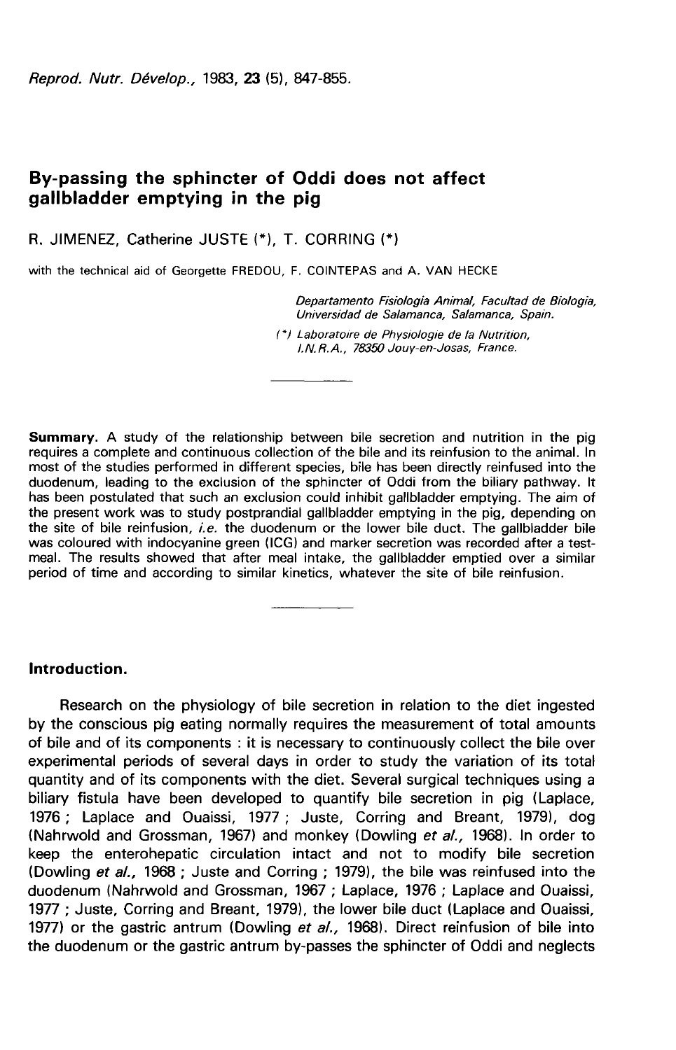# By-passing the sphincter of Oddi does not affect gallbladder emptying in the pig

R. JIMENEZ, Catherine JUSTE (*), T. CORRING (*)

with the technical aid of Georgette FREDOU, F. COINTEPAS and A. VAN HECKE

*Departamento Fisiología Animal, Facultad de Biología, Universidad de Salamanca, Salamanca, Spain.*

*(\*) Laboratoire de Physiologie de la Nutrition, I.N.R.A., 78350 Jouy-en-Josas, France.*

---

**Summary.** A study of the relationship between bile secretion and nutrition in the pig requires a complete and continuous collection of the bile and its reinfusion to the animal. In most of the studies performed in different species, bile has been directly reinfused into the duodenum, leading to the exclusion of the sphincter of Oddi from the biliary pathway. It has been postulated that such an exclusion could inhibit gallbladder emptying. The aim of the present work was to study postprandial gallbladder emptying in the pig, depending on the site of bile reinfusion, *i.e.* the duodenum or the lower bile duct. The gallbladder bile was coloured with indocyanine green (ICG) and marker secretion was recorded after a test-meal. The results showed that after meal intake, the gallbladder emptied over a similar period of time and according to similar kinetics, whatever the site of bile reinfusion.

---

## Introduction.

Research on the physiology of bile secretion in relation to the diet ingested by the conscious pig eating normally requires the measurement of total amounts of bile and of its components : it is necessary to continuously collect the bile over experimental periods of several days in order to study the variation of its total quantity and of its components with the diet. Several surgical techniques using a biliary fistula have been developed to quantify bile secretion in pig (Laplace, 1976 ; Laplace and Ouaissi, 1977 ; Juste, Corring and Breant, 1979), dog (Nahrwold and Grossman, 1967) and monkey (Dowling *et al.*, 1968). In order to keep the enterohepatic circulation intact and not to modify bile secretion (Dowling *et al.*, 1968 ; Juste and Corring ; 1979), the bile was reinfused into the duodenum (Nahrwold and Grossman, 1967 ; Laplace, 1976 ; Laplace and Ouaissi, 1977 ; Juste, Corring and Breant, 1979), the lower bile duct (Laplace and Ouaissi, 1977) or the gastric antrum (Dowling *et al.*, 1968). Direct reinfusion of bile into the duodenum or the gastric antrum by-passes the sphincter of Oddi and neglects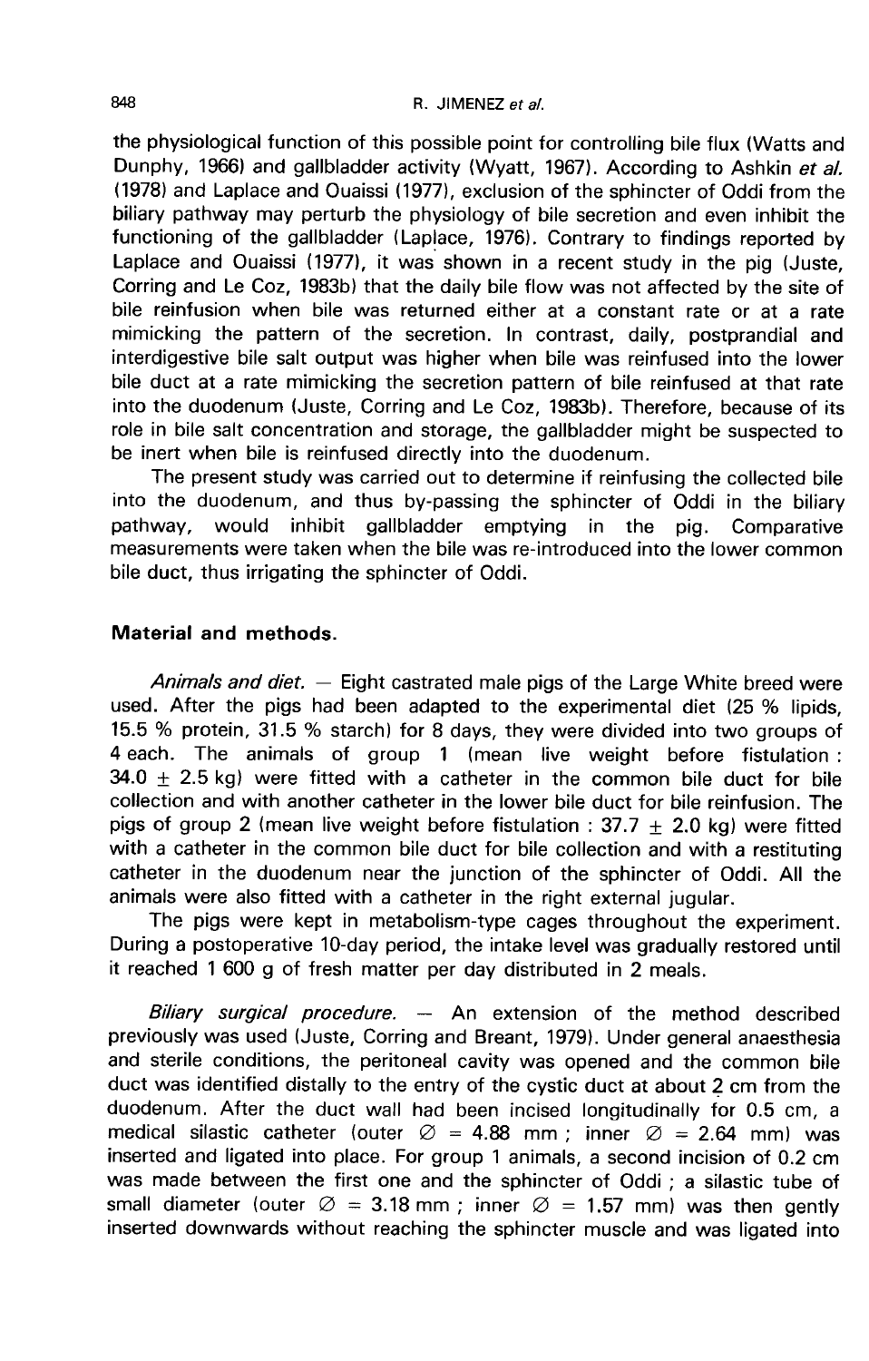the physiological function of this possible point for controlling bile flux (Watts and Dunphy, 1966) and gallbladder activity (Wyatt, 1967). According to Ashkin *et al.* (1978) and Laplace and Ouaissi (1977), exclusion of the sphincter of Oddi from the biliary pathway may perturb the physiology of bile secretion and even inhibit the functioning of the gallbladder (Laplace, 1976). Contrary to findings reported by Laplace and Ouaissi (1977), it was shown in a recent study in the pig (Juste, Corring and Le Coz, 1983b) that the daily bile flow was not affected by the site of bile reinfusion when bile was returned either at a constant rate or at a rate mimicking the pattern of the secretion. In contrast, daily, postprandial and interdigestive bile salt output was higher when bile was reinfused into the lower bile duct at a rate mimicking the secretion pattern of bile reinfused at that rate into the duodenum (Juste, Corring and Le Coz, 1983b). Therefore, because of its role in bile salt concentration and storage, the gallbladder might be suspected to be inert when bile is reinfused directly into the duodenum.

The present study was carried out to determine if reinfusing the collected bile into the duodenum, and thus by-passing the sphincter of Oddi in the biliary pathway, would inhibit gallbladder emptying in the pig. Comparative measurements were taken when the bile was re-introduced into the lower common bile duct, thus irrigating the sphincter of Oddi.

## Material and methods.

*Animals and diet.* — Eight castrated male pigs of the Large White breed were used. After the pigs had been adapted to the experimental diet (25 % lipids, 15.5 % protein, 31.5 % starch) for 8 days, they were divided into two groups of 4 each. The animals of group 1 (mean live weight before fistulation : 34.0 ± 2.5 kg) were fitted with a catheter in the common bile duct for bile collection and with another catheter in the lower bile duct for bile reinfusion. The pigs of group 2 (mean live weight before fistulation : 37.7 ± 2.0 kg) were fitted with a catheter in the common bile duct for bile collection and with a restituting catheter in the duodenum near the junction of the sphincter of Oddi. All the animals were also fitted with a catheter in the right external jugular.

The pigs were kept in metabolism-type cages throughout the experiment. During a postoperative 10-day period, the intake level was gradually restored until it reached 1 600 g of fresh matter per day distributed in 2 meals.

*Biliary surgical procedure.* — An extension of the method described previously was used (Juste, Corring and Breant, 1979). Under general anaesthesia and sterile conditions, the peritoneal cavity was opened and the common bile duct was identified distally to the entry of the cystic duct at about 2 cm from the duodenum. After the duct wall had been incised longitudinally for 0.5 cm, a medical silastic catheter (outer ∅ = 4.88 mm ; inner ∅ = 2.64 mm) was inserted and ligated into place. For group 1 animals, a second incision of 0.2 cm was made between the first one and the sphincter of Oddi ; a silastic tube of small diameter (outer ∅ = 3.18 mm ; inner ∅ = 1.57 mm) was then gently inserted downwards without reaching the sphincter muscle and was ligated into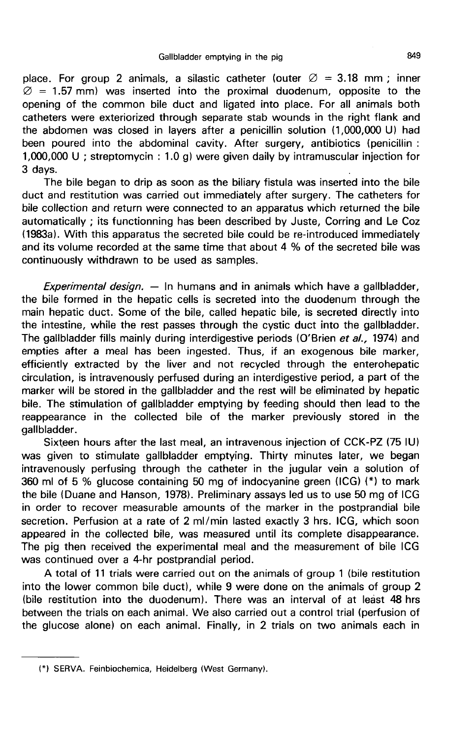place. For group 2 animals, a silastic catheter (outer ∅ = 3.18 mm ; inner ∅ = 1.57 mm) was inserted into the proximal duodenum, opposite to the opening of the common bile duct and ligated into place. For all animals both catheters were exteriorized through separate stab wounds in the right flank and the abdomen was closed in layers after a penicillin solution (1,000,000 U) had been poured into the abdominal cavity. After surgery, antibiotics (penicillin : 1,000,000 U ; streptomycin : 1.0 g) were given daily by intramuscular injection for 3 days.

The bile began to drip as soon as the biliary fistula was inserted into the bile duct and restitution was carried out immediately after surgery. The catheters for bile collection and return were connected to an apparatus which returned the bile automatically ; its functionning has been described by Juste, Corring and Le Coz (1983a). With this apparatus the secreted bile could be re-introduced immediately and its volume recorded at the same time that about 4 % of the secreted bile was continuously withdrawn to be used as samples.

*Experimental design.* — In humans and in animals which have a gallbladder, the bile formed in the hepatic cells is secreted into the duodenum through the main hepatic duct. Some of the bile, called hepatic bile, is secreted directly into the intestine, while the rest passes through the cystic duct into the gallbladder. The gallbladder fills mainly during interdigestive periods (O'Brien *et al.,* 1974) and empties after a meal has been ingested. Thus, if an exogenous bile marker, efficiently extracted by the liver and not recycled through the enterohepatic circulation, is intravenously perfused during an interdigestive period, a part of the marker will be stored in the gallbladder and the rest will be eliminated by hepatic bile. The stimulation of gallbladder emptying by feeding should then lead to the reappearance in the collected bile of the marker previously stored in the gallbladder.

Sixteen hours after the last meal, an intravenous injection of CCK-PZ (75 IU) was given to stimulate gallbladder emptying. Thirty minutes later, we began intravenously perfusing through the catheter in the jugular vein a solution of 360 ml of 5 % glucose containing 50 mg of indocyanine green (ICG) (*) to mark the bile (Duane and Hanson, 1978). Preliminary assays led us to use 50 mg of ICG in order to recover measurable amounts of the marker in the postprandial bile secretion. Perfusion at a rate of 2 ml/min lasted exactly 3 hrs. ICG, which soon appeared in the collected bile, was measured until its complete disappearance. The pig then received the experimental meal and the measurement of bile ICG was continued over a 4-hr postprandial period.

A total of 11 trials were carried out on the animals of group 1 (bile restitution into the lower common bile duct), while 9 were done on the animals of group 2 (bile restitution into the duodenum). There was an interval of at least 48 hrs between the trials on each animal. We also carried out a control trial (perfusion of the glucose alone) on each animal. Finally, in 2 trials on two animals each in

---

(*) SERVA. Feinbiochemica, Heidelberg (West Germany).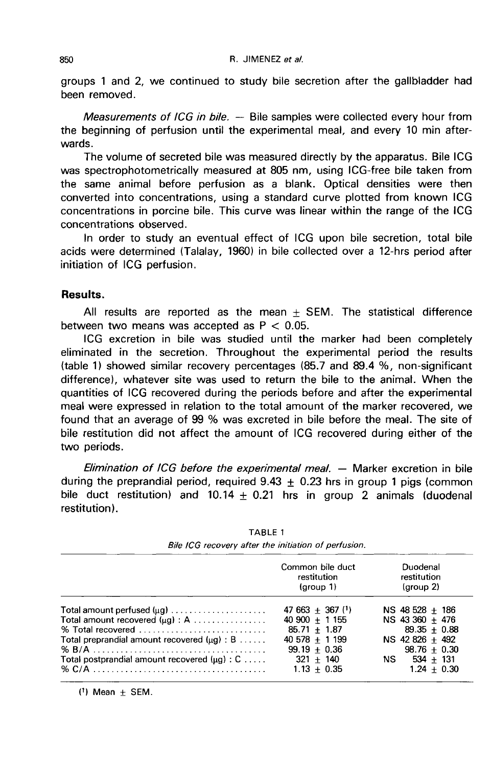groups 1 and 2, we continued to study bile secretion after the gallbladder had been removed.

*Measurements of ICG in bile.* — Bile samples were collected every hour from the beginning of perfusion until the experimental meal, and every 10 min afterwards.

The volume of secreted bile was measured directly by the apparatus. Bile ICG was spectrophotometrically measured at 805 nm, using ICG-free bile taken from the same animal before perfusion as a blank. Optical densities were then converted into concentrations, using a standard curve plotted from known ICG concentrations in porcine bile. This curve was linear within the range of the ICG concentrations observed.

In order to study an eventual effect of ICG upon bile secretion, total bile acids were determined (Talalay, 1960) in bile collected over a 12-hrs period after initiation of ICG perfusion.

## Results.

All results are reported as the mean ± SEM. The statistical difference between two means was accepted as $P < 0.05$.

ICG excretion in bile was studied until the marker had been completely eliminated in the secretion. Throughout the experimental period the results (table 1) showed similar recovery percentages (85.7 and 89.4 %, non-significant difference), whatever site was used to return the bile to the animal. When the quantities of ICG recovered during the periods before and after the experimental meal were expressed in relation to the total amount of the marker recovered, we found that an average of 99 % was excreted in bile before the meal. The site of bile restitution did not affect the amount of ICG recovered during either of the two periods.

*Elimination of ICG before the experimental meal.* — Marker excretion in bile during the preprandial period, required 9.43 ± 0.23 hrs in group 1 pigs (common bile duct restitution) and 10.14 ± 0.21 hrs in group 2 animals (duodenal restitution).

TABLE 1
*Bile ICG recovery after the initiation of perfusion.*

| | Common bile duct restitution (group 1) | Duodenal restitution (group 2) |
|---|---|---|
| Total amount perfused (μg) | 47 663 ± 367 [1] | NS 48 528 ± 186 |
| Total amount recovered (μg) : A | 40 900 ± 1 155 | NS 43 360 ± 476 |
| % Total recovered | 85.71 ± 1.87 | 89.35 ± 0.88 |
| Total preprandial amount recovered (μg) : B | 40 578 ± 1 199 | NS 42 826 ± 492 |
| % B/A | 99.19 ± 0.36 | 98.76 ± 0.30 |
| Total postprandial amount recovered (μg) : C | 321 ± 140 | NS 534 ± 131 |
| % C/A | 1.13 ± 0.35 | 1.24 ± 0.30 |

[1] Mean ± SEM.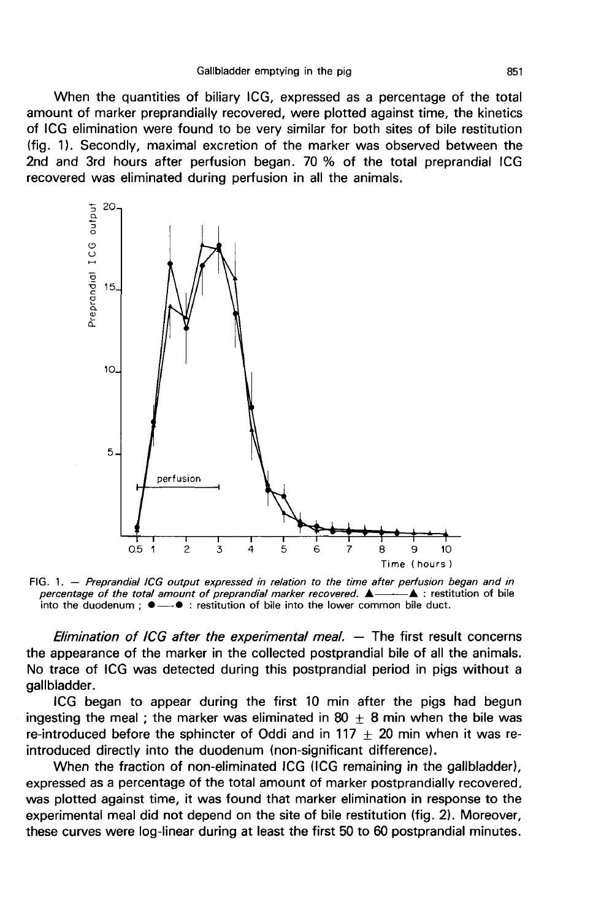When the quantities of biliary ICG, expressed as a percentage of the total amount of marker preprandially recovered, were plotted against time, the kinetics of ICG elimination were found to be very similar for both sites of bile restitution (fig. 1). Secondly, maximal excretion of the marker was observed between the 2nd and 3rd hours after perfusion began. 70 % of the total preprandial ICG recovered was eliminated during perfusion in all the animals.

FIG. 1. — *Preprandial ICG output expressed in relation to the time after perfusion began and in percentage of the total amount of preprandial marker recovered.* ▲——▲ : restitution of bile into the duodenum ; ●—● : restitution of bile into the lower common bile duct.

*Elimination of ICG after the experimental meal.* — The first result concerns the appearance of the marker in the collected postprandial bile of all the animals. No trace of ICG was detected during this postprandial period in pigs without a gallbladder.

ICG began to appear during the first 10 min after the pigs had begun ingesting the meal ; the marker was eliminated in 80 ± 8 min when the bile was re-introduced before the sphincter of Oddi and in 117 ± 20 min when it was re-introduced directly into the duodenum (non-significant difference).

When the fraction of non-eliminated ICG (ICG remaining in the gallbladder), expressed as a percentage of the total amount of marker postprandially recovered, was plotted against time, it was found that marker elimination in response to the experimental meal did not depend on the site of bile restitution (fig. 2). Moreover, these curves were log-linear during at least the first 50 to 60 postprandial minutes.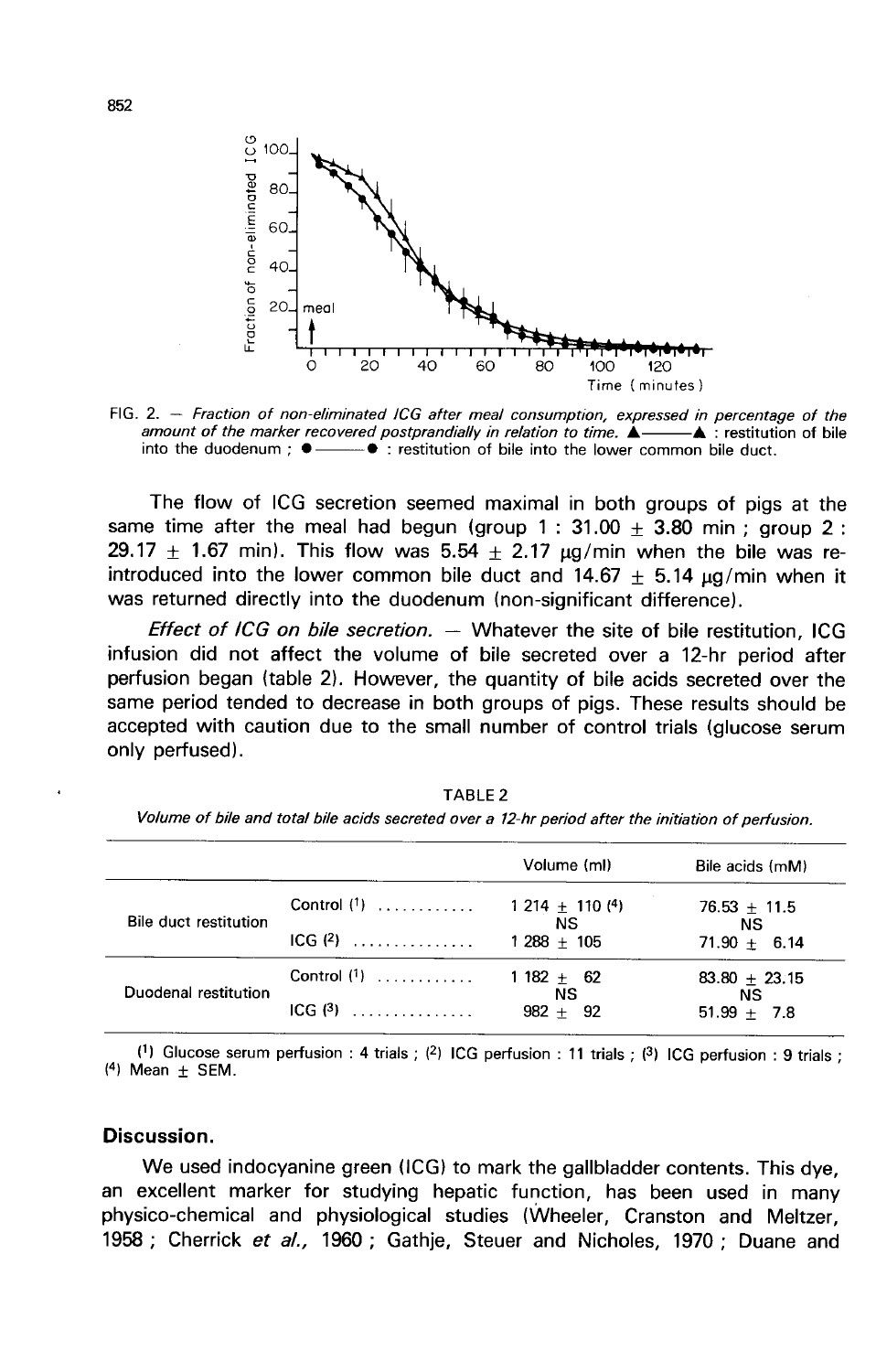FIG. 2. — *Fraction of non-eliminated ICG after meal consumption, expressed in percentage of the amount of the marker recovered postprandially in relation to time.* ▲——▲ : restitution of bile into the duodenum ; ●——● : restitution of bile into the lower common bile duct.

The flow of ICG secretion seemed maximal in both groups of pigs at the same time after the meal had begun (group 1 : 31.00 ± 3.80 min ; group 2 : 29.17 ± 1.67 min). This flow was 5.54 ± 2.17 μg/min when the bile was re-introduced into the lower common bile duct and 14.67 ± 5.14 μg/min when it was returned directly into the duodenum (non-significant difference).

*Effect of ICG on bile secretion.* — Whatever the site of bile restitution, ICG infusion did not affect the volume of bile secreted over a 12-hr period after perfusion began (table 2). However, the quantity of bile acids secreted over the same period tended to decrease in both groups of pigs. These results should be accepted with caution due to the small number of control trials (glucose serum only perfused).

TABLE 2

*Volume of bile and total bile acids secreted over a 12-hr period after the initiation of perfusion.*

| | | Volume (ml) | Bile acids (mM) |
|---|---|---|---|
| Bile duct restitution | Control (1) | 1 214 ± 110 (4) | 76.53 ± 11.5 |
| | | NS | NS |
| | ICG (2) | 1 288 ± 105 | 71.90 ± 6.14 |
| Duodenal restitution | Control (1) | 1 182 ± 62 | 83.80 ± 23.15 |
| | | NS | NS |
| | ICG (3) | 982 ± 92 | 51.99 ± 7.8 |

(1) Glucose serum perfusion : 4 trials ; (2) ICG perfusion : 11 trials ; (3) ICG perfusion : 9 trials ; (4) Mean ± SEM.

## Discussion.

We used indocyanine green (ICG) to mark the gallbladder contents. This dye, an excellent marker for studying hepatic function, has been used in many physico-chemical and physiological studies (Wheeler, Cranston and Meltzer, 1958 ; Cherrick *et al.*, 1960 ; Gathje, Steuer and Nicholes, 1970 ; Duane and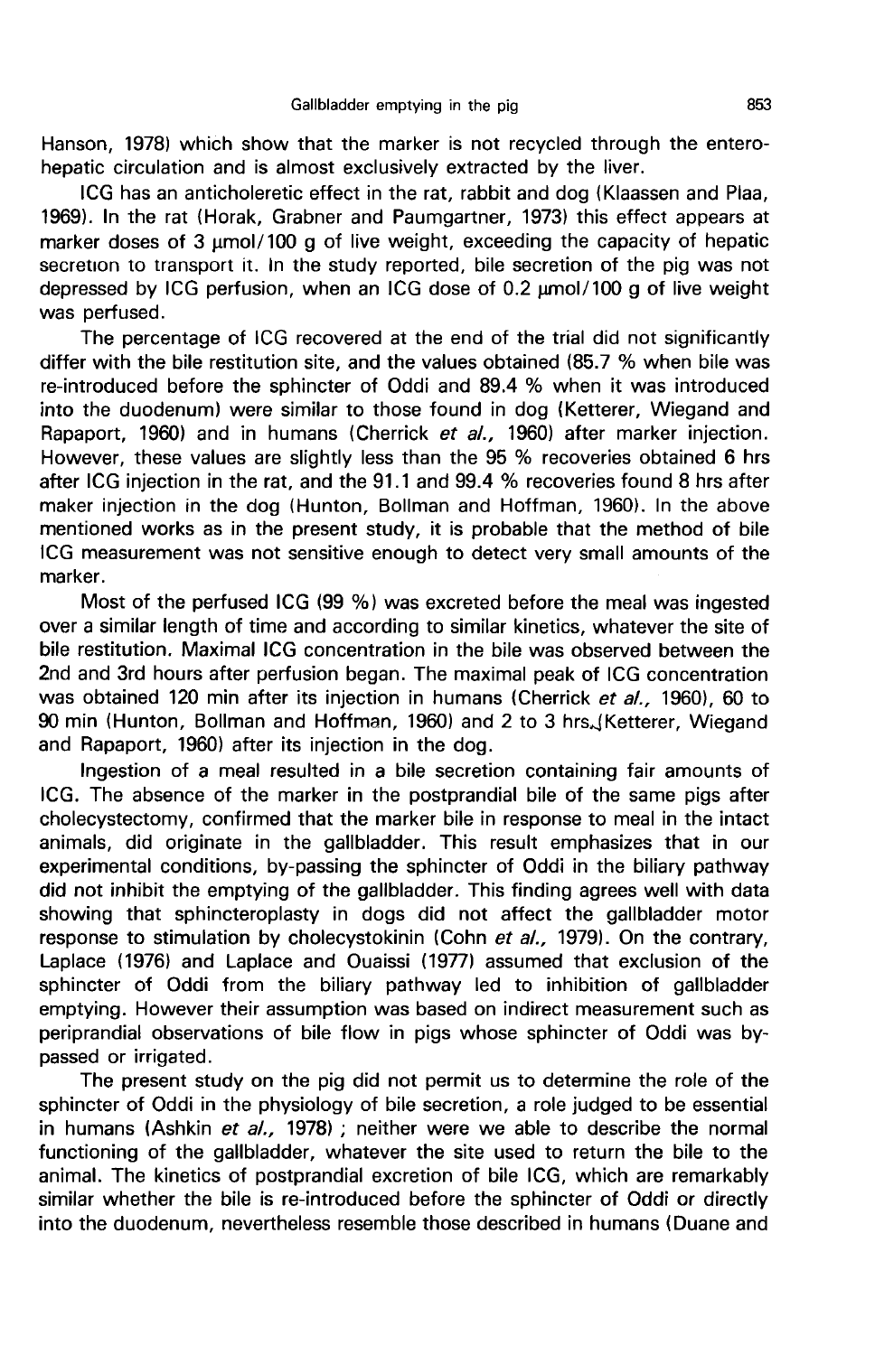Hanson, 1978) which show that the marker is not recycled through the entero-hepatic circulation and is almost exclusively extracted by the liver.

ICG has an anticholeretic effect in the rat, rabbit and dog (Klaassen and Plaa, 1969). In the rat (Horak, Grabner and Paumgartner, 1973) this effect appears at marker doses of 3 μmol/100 g of live weight, exceeding the capacity of hepatic secretion to transport it. In the study reported, bile secretion of the pig was not depressed by ICG perfusion, when an ICG dose of 0.2 μmol/100 g of live weight was perfused.

The percentage of ICG recovered at the end of the trial did not significantly differ with the bile restitution site, and the values obtained (85.7 % when bile was re-introduced before the sphincter of Oddi and 89.4 % when it was introduced into the duodenum) were similar to those found in dog (Ketterer, Wiegand and Rapaport, 1960) and in humans (Cherrick *et al.,* 1960) after marker injection. However, these values are slightly less than the 95 % recoveries obtained 6 hrs after ICG injection in the rat, and the 91.1 and 99.4 % recoveries found 8 hrs after maker injection in the dog (Hunton, Bollman and Hoffman, 1960). In the above mentioned works as in the present study, it is probable that the method of bile ICG measurement was not sensitive enough to detect very small amounts of the marker.

Most of the perfused ICG (99 %) was excreted before the meal was ingested over a similar length of time and according to similar kinetics, whatever the site of bile restitution. Maximal ICG concentration in the bile was observed between the 2nd and 3rd hours after perfusion began. The maximal peak of ICG concentration was obtained 120 min after its injection in humans (Cherrick *et al.,* 1960), 60 to 90 min (Hunton, Bollman and Hoffman, 1960) and 2 to 3 hrs (Ketterer, Wiegand and Rapaport, 1960) after its injection in the dog.

Ingestion of a meal resulted in a bile secretion containing fair amounts of ICG. The absence of the marker in the postprandial bile of the same pigs after cholecystectomy, confirmed that the marker bile in response to meal in the intact animals, did originate in the gallbladder. This result emphasizes that in our experimental conditions, by-passing the sphincter of Oddi in the biliary pathway did not inhibit the emptying of the gallbladder. This finding agrees well with data showing that sphincteroplasty in dogs did not affect the gallbladder motor response to stimulation by cholecystokinin (Cohn *et al.,* 1979). On the contrary, Laplace (1976) and Laplace and Ouaissi (1977) assumed that exclusion of the sphincter of Oddi from the biliary pathway led to inhibition of gallbladder emptying. However their assumption was based on indirect measurement such as periprandial observations of bile flow in pigs whose sphincter of Oddi was by-passed or irrigated.

The present study on the pig did not permit us to determine the role of the sphincter of Oddi in the physiology of bile secretion, a role judged to be essential in humans (Ashkin *et al.,* 1978) ; neither were we able to describe the normal functioning of the gallbladder, whatever the site used to return the bile to the animal. The kinetics of postprandial excretion of bile ICG, which are remarkably similar whether the bile is re-introduced before the sphincter of Oddi or directly into the duodenum, nevertheless resemble those described in humans (Duane and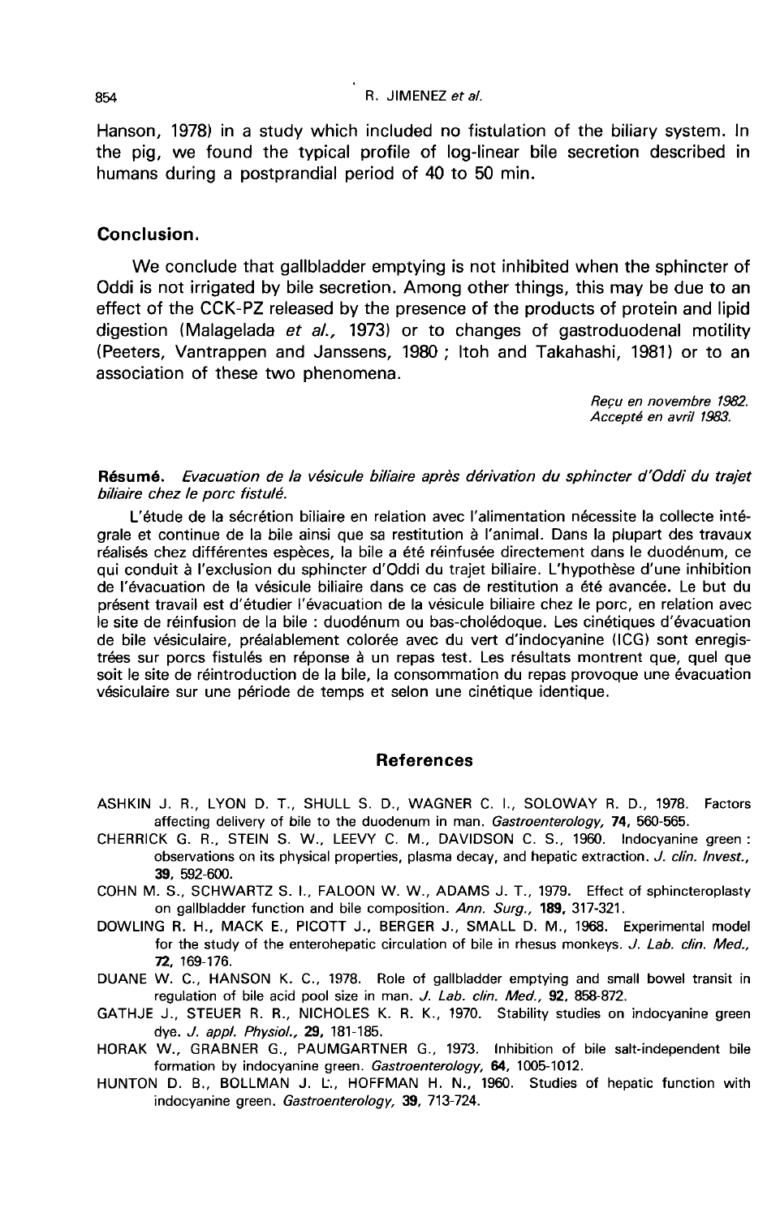Hanson, 1978) in a study which included no fistulation of the biliary system. In the pig, we found the typical profile of log-linear bile secretion described in humans during a postprandial period of 40 to 50 min.

## Conclusion.

We conclude that gallbladder emptying is not inhibited when the sphincter of Oddi is not irrigated by bile secretion. Among other things, this may be due to an effect of the CCK-PZ released by the presence of the products of protein and lipid digestion (Malagelada *et al.,* 1973) or to changes of gastroduodenal motility (Peeters, Vantrappen and Janssens, 1980 ; Itoh and Takahashi, 1981) or to an association of these two phenomena.

*Reçu en novembre 1982.*
*Accepté en avril 1983.*

**Résumé.** *Evacuation de la vésicule biliaire après dérivation du sphincter d'Oddi du trajet biliaire chez le porc fistulé.*

L'étude de la sécrétion biliaire en relation avec l'alimentation nécessite la collecte intégrale et continue de la bile ainsi que sa restitution à l'animal. Dans la plupart des travaux réalisés chez différentes espèces, la bile a été réinfusée directement dans le duodénum, ce qui conduit à l'exclusion du sphincter d'Oddi du trajet biliaire. L'hypothèse d'une inhibition de l'évacuation de la vésicule biliaire dans ce cas de restitution a été avancée. Le but du présent travail est d'étudier l'évacuation de la vésicule biliaire chez le porc, en relation avec le site de réinfusion de la bile : duodénum ou bas-cholédoque. Les cinétiques d'évacuation de bile vésiculaire, préalablement colorée avec du vert d'indocyanine (ICG) sont enregistrées sur porcs fistulés en réponse à un repas test. Les résultats montrent que, quel que soit le site de réintroduction de la bile, la consommation du repas provoque une évacuation vésiculaire sur une période de temps et selon une cinétique identique.

## References

ASHKIN J. R., LYON D. T., SHULL S. D., WAGNER C. I., SOLOWAY R. D., 1978. Factors affecting delivery of bile to the duodenum in man. *Gastroenterology,* **74**, 560-565.

CHERRICK G. R., STEIN S. W., LEEVY C. M., DAVIDSON C. S., 1960. Indocyanine green : observations on its physical properties, plasma decay, and hepatic extraction. *J. clin. Invest.,* **39**, 592-600.

COHN M. S., SCHWARTZ S. I., FALOON W. W., ADAMS J. T., 1979. Effect of sphincteroplasty on gallbladder function and bile composition. *Ann. Surg.,* **189**, 317-321.

DOWLING R. H., MACK E., PICOTT J., BERGER J., SMALL D. M., 1968. Experimental model for the study of the enterohepatic circulation of bile in rhesus monkeys. *J. Lab. clin. Med.,* **72**, 169-176.

DUANE W. C., HANSON K. C., 1978. Role of gallbladder emptying and small bowel transit in regulation of bile acid pool size in man. *J. Lab. clin. Med.,* **92**, 858-872.

GATHJE J., STEUER R. R., NICHOLES K. R. K., 1970. Stability studies on indocyanine green dye. *J. appl. Physiol.,* **29**, 181-185.

HORAK W., GRABNER G., PAUMGARTNER G., 1973. Inhibition of bile salt-independent bile formation by indocyanine green. *Gastroenterology,* **64**, 1005-1012.

HUNTON D. B., BOLLMAN J. L., HOFFMAN H. N., 1960. Studies of hepatic function with indocyanine green. *Gastroenterology,* **39**, 713-724.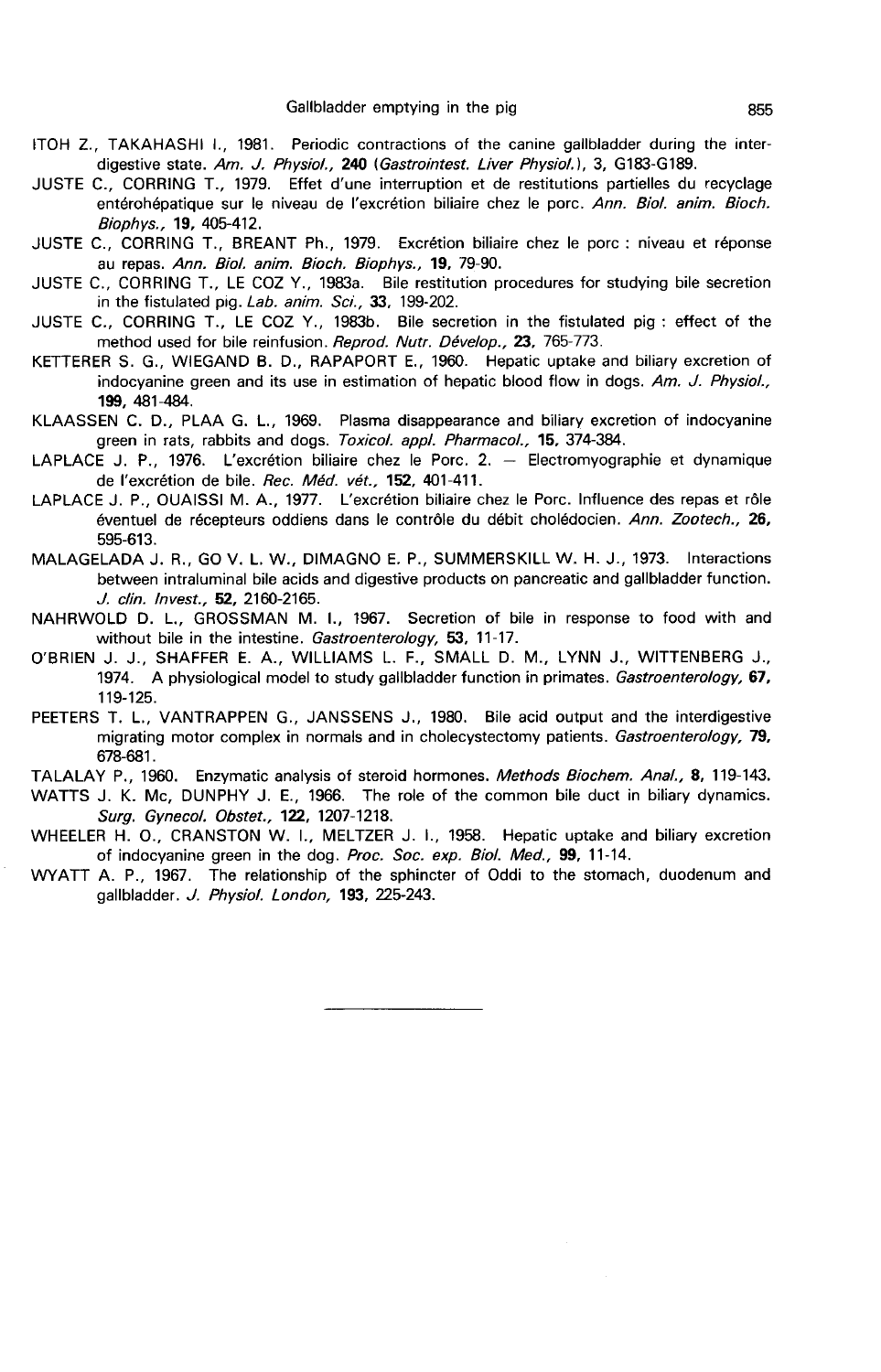ITOH Z., TAKAHASHI I., 1981. Periodic contractions of the canine gallbladder during the interdigestive state. *Am. J. Physiol.*, **240** (*Gastrointest. Liver Physiol.*), 3, G183-G189.

JUSTE C., CORRING T., 1979. Effet d'une interruption et de restitutions partielles du recyclage entérohépatique sur le niveau de l'excrétion biliaire chez le porc. *Ann. Biol. anim. Bioch. Biophys.*, **19**, 405-412.

JUSTE C., CORRING T., BREANT Ph., 1979. Excrétion biliaire chez le porc : niveau et réponse au repas. *Ann. Biol. anim. Bioch. Biophys.*, **19**, 79-90.

JUSTE C., CORRING T., LE COZ Y., 1983a. Bile restitution procedures for studying bile secretion in the fistulated pig. *Lab. anim. Sci.*, **33**, 199-202.

JUSTE C., CORRING T., LE COZ Y., 1983b. Bile secretion in the fistulated pig : effect of the method used for bile reinfusion. *Reprod. Nutr. Dévelop.*, **23**, 765-773.

KETTERER S. G., WIEGAND B. D., RAPAPORT E., 1960. Hepatic uptake and biliary excretion of indocyanine green and its use in estimation of hepatic blood flow in dogs. *Am. J. Physiol.*, **199**, 481-484.

KLAASSEN C. D., PLAA G. L., 1969. Plasma disappearance and biliary excretion of indocyanine green in rats, rabbits and dogs. *Toxicol. appl. Pharmacol.*, **15**, 374-384.

LAPLACE J. P., 1976. L'excrétion biliaire chez le Porc. 2. — Electromyographie et dynamique de l'excrétion de bile. *Rec. Méd. vét.*, **152**, 401-411.

LAPLACE J. P., OUAISSI M. A., 1977. L'excrétion biliaire chez le Porc. Influence des repas et rôle éventuel de récepteurs oddiens dans le contrôle du débit cholédocien. *Ann. Zootech.*, **26**, 595-613.

MALAGELADA J. R., GO V. L. W., DIMAGNO E. P., SUMMERSKILL W. H. J., 1973. Interactions between intraluminal bile acids and digestive products on pancreatic and gallbladder function. *J. clin. Invest.*, **52**, 2160-2165.

NAHRWOLD D. L., GROSSMAN M. I., 1967. Secretion of bile in response to food with and without bile in the intestine. *Gastroenterology*, **53**, 11-17.

O'BRIEN J. J., SHAFFER E. A., WILLIAMS L. F., SMALL D. M., LYNN J., WITTENBERG J., 1974. A physiological model to study gallbladder function in primates. *Gastroenterology*, **67**, 119-125.

PEETERS T. L., VANTRAPPEN G., JANSSENS J., 1980. Bile acid output and the interdigestive migrating motor complex in normals and in cholecystectomy patients. *Gastroenterology*, **79**, 678-681.

TALALAY P., 1960. Enzymatic analysis of steroid hormones. *Methods Biochem. Anal.*, **8**, 119-143.

WATTS J. K. Mc, DUNPHY J. E., 1966. The role of the common bile duct in biliary dynamics. *Surg. Gynecol. Obstet.*, **122**, 1207-1218.

WHEELER H. O., CRANSTON W. I., MELTZER J. I., 1958. Hepatic uptake and biliary excretion of indocyanine green in the dog. *Proc. Soc. exp. Biol. Med.*, **99**, 11-14.

WYATT A. P., 1967. The relationship of the sphincter of Oddi to the stomach, duodenum and gallbladder. *J. Physiol. London*, **193**, 225-243.